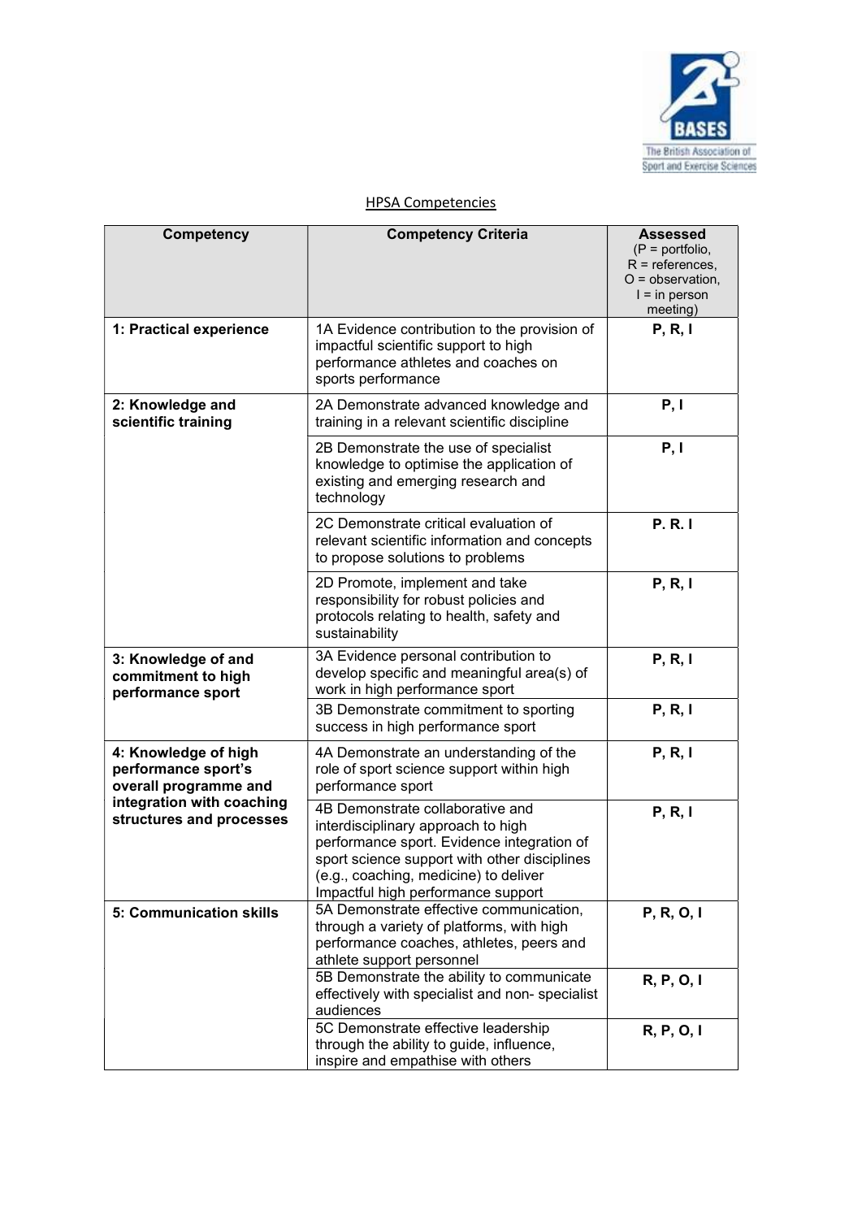HPSA Competencies

| Competency | Competency Criteria | Assessed (P = portfolio, R = references, O = observation, I = in person meeting) |
|---|---|---|
| **1: Practical experience** | 1A Evidence contribution to the provision of impactful scientific support to high performance athletes and coaches on sports performance | **P, R, I** |
| **2: Knowledge and scientific training** | 2A Demonstrate advanced knowledge and training in a relevant scientific discipline | **P, I** |
| | 2B Demonstrate the use of specialist knowledge to optimise the application of existing and emerging research and technology | **P, I** |
| | 2C Demonstrate critical evaluation of relevant scientific information and concepts to propose solutions to problems | **P. R. I** |
| | 2D Promote, implement and take responsibility for robust policies and protocols relating to health, safety and sustainability | **P, R, I** |
| **3: Knowledge of and commitment to high performance sport** | 3A Evidence personal contribution to develop specific and meaningful area(s) of work in high performance sport | **P, R, I** |
| | 3B Demonstrate commitment to sporting success in high performance sport | **P, R, I** |
| **4: Knowledge of high performance sport's overall programme and integration with coaching structures and processes** | 4A Demonstrate an understanding of the role of sport science support within high performance sport | **P, R, I** |
| | 4B Demonstrate collaborative and interdisciplinary approach to high performance sport. Evidence integration of sport science support with other disciplines (e.g., coaching, medicine) to deliver Impactful high performance support | **P, R, I** |
| **5: Communication skills** | 5A Demonstrate effective communication, through a variety of platforms, with high performance coaches, athletes, peers and athlete support personnel | **P, R, O, I** |
| | 5B Demonstrate the ability to communicate effectively with specialist and non- specialist audiences | **R, P, O, I** |
| | 5C Demonstrate effective leadership through the ability to guide, influence, inspire and empathise with others | **R, P, O, I** |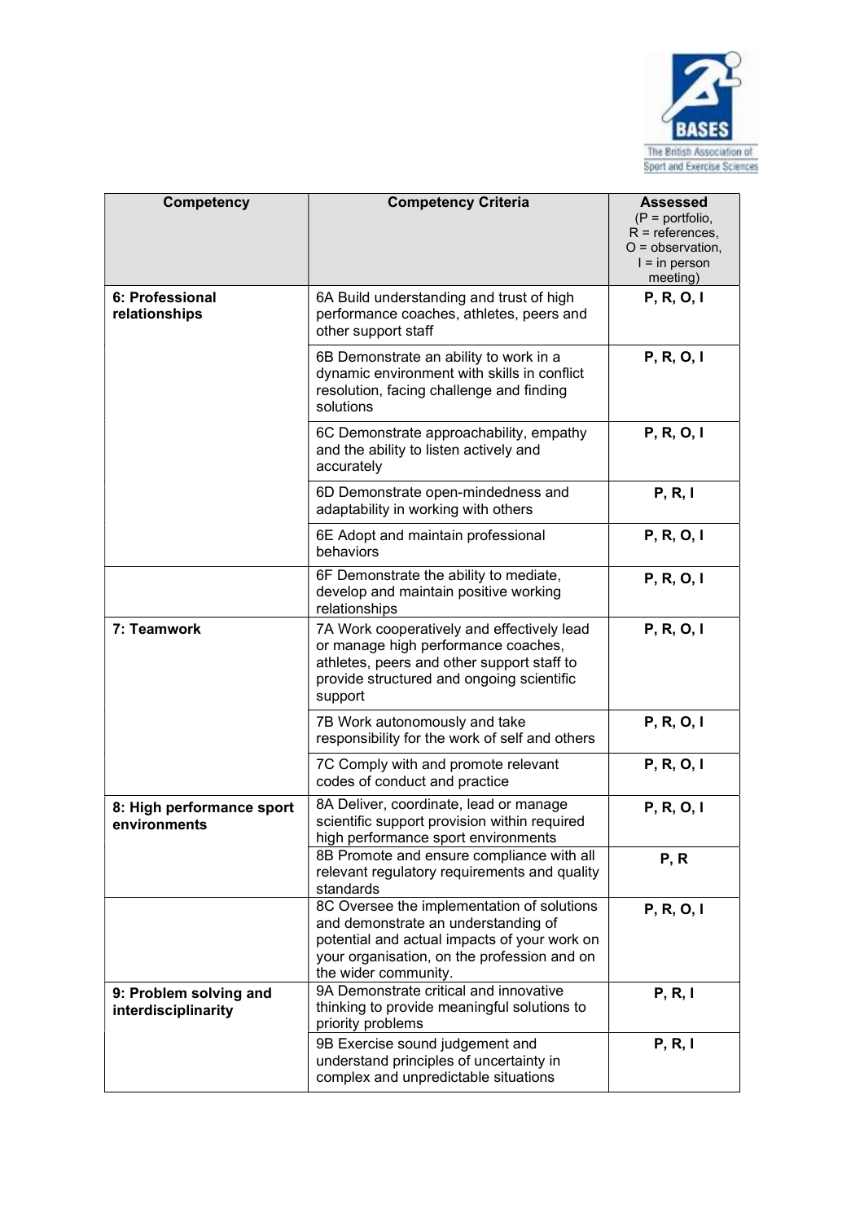| Competency | Competency Criteria | Assessed (P = portfolio, R = references, O = observation, I = in person meeting) |
|---|---|---|
| **6: Professional relationships** | 6A Build understanding and trust of high performance coaches, athletes, peers and other support staff | **P, R, O, I** |
| | 6B Demonstrate an ability to work in a dynamic environment with skills in conflict resolution, facing challenge and finding solutions | **P, R, O, I** |
| | 6C Demonstrate approachability, empathy and the ability to listen actively and accurately | **P, R, O, I** |
| | 6D Demonstrate open-mindedness and adaptability in working with others | **P, R, I** |
| | 6E Adopt and maintain professional behaviors | **P, R, O, I** |
| | 6F Demonstrate the ability to mediate, develop and maintain positive working relationships | **P, R, O, I** |
| **7: Teamwork** | 7A Work cooperatively and effectively lead or manage high performance coaches, athletes, peers and other support staff to provide structured and ongoing scientific support | **P, R, O, I** |
| | 7B Work autonomously and take responsibility for the work of self and others | **P, R, O, I** |
| | 7C Comply with and promote relevant codes of conduct and practice | **P, R, O, I** |
| **8: High performance sport environments** | 8A Deliver, coordinate, lead or manage scientific support provision within required high performance sport environments | **P, R, O, I** |
| | 8B Promote and ensure compliance with all relevant regulatory requirements and quality standards | **P, R** |
| | 8C Oversee the implementation of solutions and demonstrate an understanding of potential and actual impacts of your work on your organisation, on the profession and on the wider community. | **P, R, O, I** |
| **9: Problem solving and interdisciplinarity** | 9A Demonstrate critical and innovative thinking to provide meaningful solutions to priority problems | **P, R, I** |
| | 9B Exercise sound judgement and understand principles of uncertainty in complex and unpredictable situations | **P, R, I** |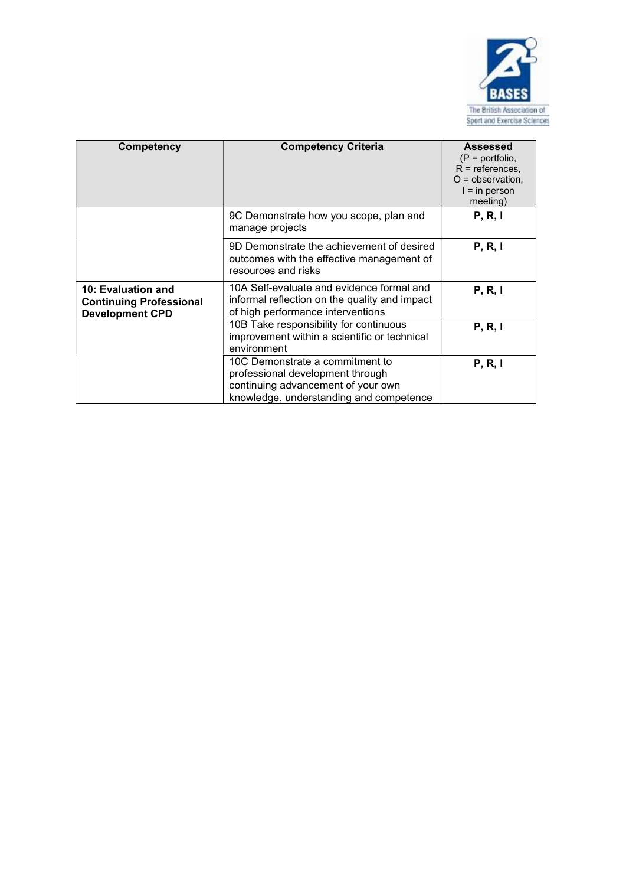| Competency | Competency Criteria | Assessed (P = portfolio, R = references, O = observation, I = in person meeting) |
|---|---|---|
| | 9C Demonstrate how you scope, plan and manage projects | **P, R, I** |
| | 9D Demonstrate the achievement of desired outcomes with the effective management of resources and risks | **P, R, I** |
| **10: Evaluation and Continuing Professional Development CPD** | 10A Self-evaluate and evidence formal and informal reflection on the quality and impact of high performance interventions | **P, R, I** |
| | 10B Take responsibility for continuous improvement within a scientific or technical environment | **P, R, I** |
| | 10C Demonstrate a commitment to professional development through continuing advancement of your own knowledge, understanding and competence | **P, R, I** |